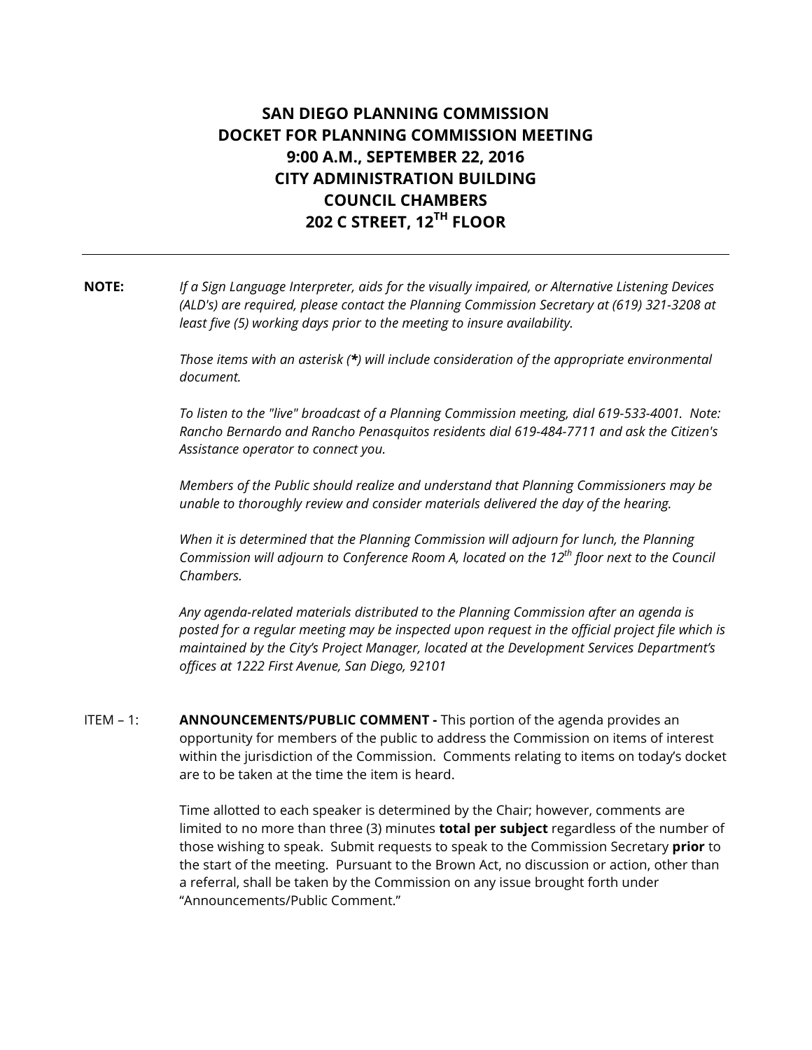# SAN DIEGO PLANNING COMMISSION
# DOCKET FOR PLANNING COMMISSION MEETING
# 9:00 A.M., SEPTEMBER 22, 2016
# CITY ADMINISTRATION BUILDING
# COUNCIL CHAMBERS
# 202 C STREET, 12TH FLOOR

---

**NOTE:** *If a Sign Language Interpreter, aids for the visually impaired, or Alternative Listening Devices (ALD's) are required, please contact the Planning Commission Secretary at (619) 321-3208 at least five (5) working days prior to the meeting to insure availability.*

*Those items with an asterisk (**\***) will include consideration of the appropriate environmental document.*

*To listen to the "live" broadcast of a Planning Commission meeting, dial 619-533-4001. Note: Rancho Bernardo and Rancho Penasquitos residents dial 619-484-7711 and ask the Citizen's Assistance operator to connect you.*

*Members of the Public should realize and understand that Planning Commissioners may be unable to thoroughly review and consider materials delivered the day of the hearing.*

*When it is determined that the Planning Commission will adjourn for lunch, the Planning Commission will adjourn to Conference Room A, located on the 12th floor next to the Council Chambers.*

*Any agenda-related materials distributed to the Planning Commission after an agenda is posted for a regular meeting may be inspected upon request in the official project file which is maintained by the City's Project Manager, located at the Development Services Department's offices at 1222 First Avenue, San Diego, 92101*

ITEM – 1: **ANNOUNCEMENTS/PUBLIC COMMENT -** This portion of the agenda provides an opportunity for members of the public to address the Commission on items of interest within the jurisdiction of the Commission. Comments relating to items on today's docket are to be taken at the time the item is heard.

Time allotted to each speaker is determined by the Chair; however, comments are limited to no more than three (3) minutes **total per subject** regardless of the number of those wishing to speak. Submit requests to speak to the Commission Secretary **prior** to the start of the meeting. Pursuant to the Brown Act, no discussion or action, other than a referral, shall be taken by the Commission on any issue brought forth under "Announcements/Public Comment."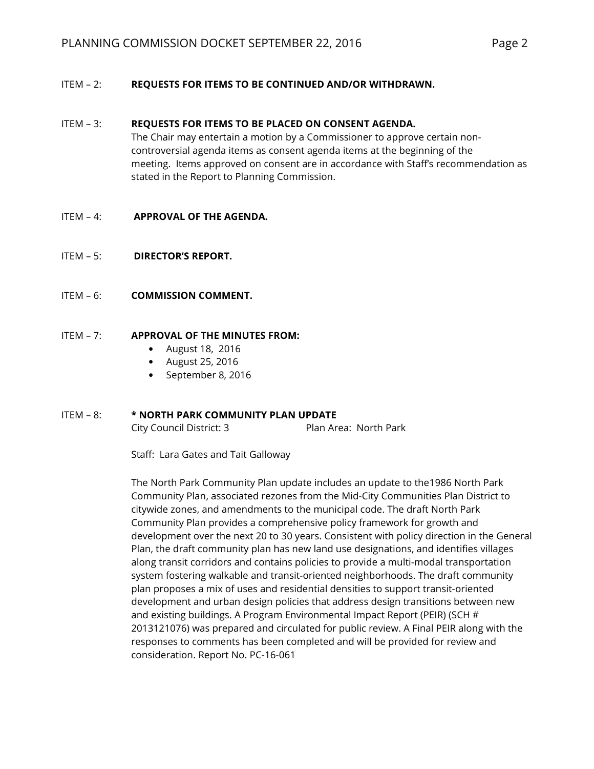ITEM – 2: **REQUESTS FOR ITEMS TO BE CONTINUED AND/OR WITHDRAWN.**

ITEM – 3: **REQUESTS FOR ITEMS TO BE PLACED ON CONSENT AGENDA.**
The Chair may entertain a motion by a Commissioner to approve certain non-controversial agenda items as consent agenda items at the beginning of the meeting. Items approved on consent are in accordance with Staff's recommendation as stated in the Report to Planning Commission.

ITEM – 4: **APPROVAL OF THE AGENDA.**

ITEM – 5: **DIRECTOR'S REPORT.**

ITEM – 6: **COMMISSION COMMENT.**

ITEM – 7: **APPROVAL OF THE MINUTES FROM:**

- August 18, 2016
- August 25, 2016
- September 8, 2016

ITEM – 8: *** NORTH PARK COMMUNITY PLAN UPDATE**
City Council District: 3 Plan Area: North Park

Staff: Lara Gates and Tait Galloway

The North Park Community Plan update includes an update to the1986 North Park Community Plan, associated rezones from the Mid-City Communities Plan District to citywide zones, and amendments to the municipal code. The draft North Park Community Plan provides a comprehensive policy framework for growth and development over the next 20 to 30 years. Consistent with policy direction in the General Plan, the draft community plan has new land use designations, and identifies villages along transit corridors and contains policies to provide a multi-modal transportation system fostering walkable and transit-oriented neighborhoods. The draft community plan proposes a mix of uses and residential densities to support transit-oriented development and urban design policies that address design transitions between new and existing buildings. A Program Environmental Impact Report (PEIR) (SCH # 2013121076) was prepared and circulated for public review. A Final PEIR along with the responses to comments has been completed and will be provided for review and consideration. Report No. PC-16-061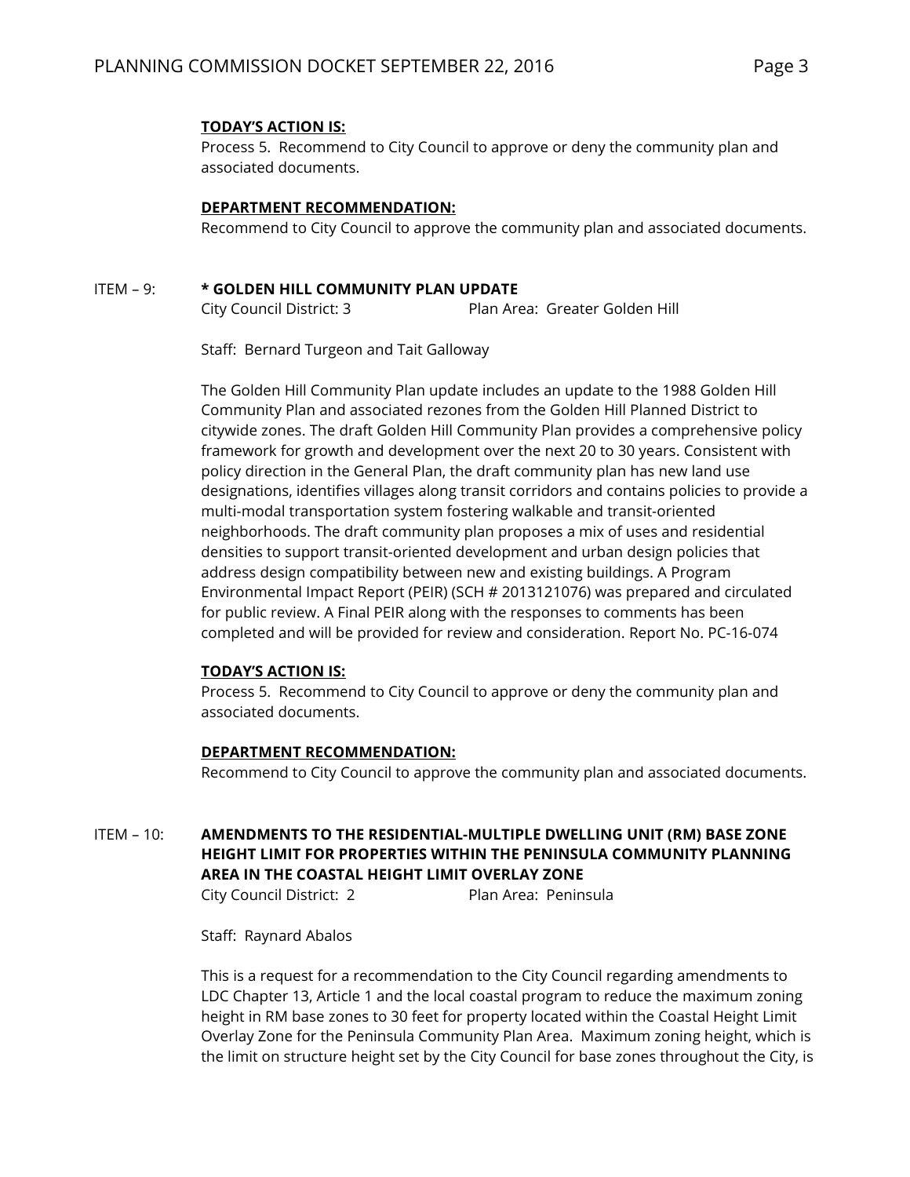**TODAY'S ACTION IS:**

Process 5. Recommend to City Council to approve or deny the community plan and associated documents.

**DEPARTMENT RECOMMENDATION:**

Recommend to City Council to approve the community plan and associated documents.

ITEM – 9: **\* GOLDEN HILL COMMUNITY PLAN UPDATE**

City Council District: 3 Plan Area: Greater Golden Hill

Staff: Bernard Turgeon and Tait Galloway

The Golden Hill Community Plan update includes an update to the 1988 Golden Hill Community Plan and associated rezones from the Golden Hill Planned District to citywide zones. The draft Golden Hill Community Plan provides a comprehensive policy framework for growth and development over the next 20 to 30 years. Consistent with policy direction in the General Plan, the draft community plan has new land use designations, identifies villages along transit corridors and contains policies to provide a multi-modal transportation system fostering walkable and transit-oriented neighborhoods. The draft community plan proposes a mix of uses and residential densities to support transit-oriented development and urban design policies that address design compatibility between new and existing buildings. A Program Environmental Impact Report (PEIR) (SCH # 2013121076) was prepared and circulated for public review. A Final PEIR along with the responses to comments has been completed and will be provided for review and consideration. Report No. PC-16-074

**TODAY'S ACTION IS:**

Process 5. Recommend to City Council to approve or deny the community plan and associated documents.

**DEPARTMENT RECOMMENDATION:**

Recommend to City Council to approve the community plan and associated documents.

ITEM – 10: **AMENDMENTS TO THE RESIDENTIAL-MULTIPLE DWELLING UNIT (RM) BASE ZONE HEIGHT LIMIT FOR PROPERTIES WITHIN THE PENINSULA COMMUNITY PLANNING AREA IN THE COASTAL HEIGHT LIMIT OVERLAY ZONE**

City Council District: 2 Plan Area: Peninsula

Staff: Raynard Abalos

This is a request for a recommendation to the City Council regarding amendments to LDC Chapter 13, Article 1 and the local coastal program to reduce the maximum zoning height in RM base zones to 30 feet for property located within the Coastal Height Limit Overlay Zone for the Peninsula Community Plan Area. Maximum zoning height, which is the limit on structure height set by the City Council for base zones throughout the City, is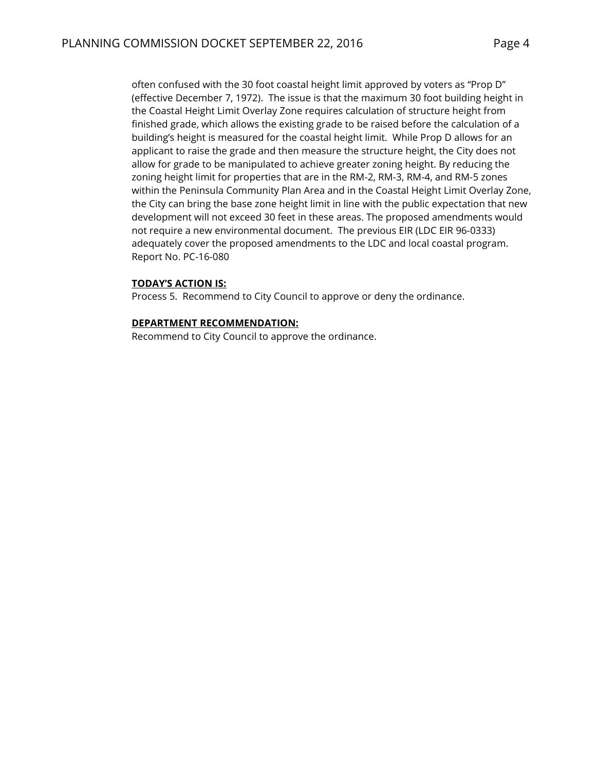often confused with the 30 foot coastal height limit approved by voters as "Prop D" (effective December 7, 1972). The issue is that the maximum 30 foot building height in the Coastal Height Limit Overlay Zone requires calculation of structure height from finished grade, which allows the existing grade to be raised before the calculation of a building's height is measured for the coastal height limit. While Prop D allows for an applicant to raise the grade and then measure the structure height, the City does not allow for grade to be manipulated to achieve greater zoning height. By reducing the zoning height limit for properties that are in the RM-2, RM-3, RM-4, and RM-5 zones within the Peninsula Community Plan Area and in the Coastal Height Limit Overlay Zone, the City can bring the base zone height limit in line with the public expectation that new development will not exceed 30 feet in these areas. The proposed amendments would not require a new environmental document. The previous EIR (LDC EIR 96-0333) adequately cover the proposed amendments to the LDC and local coastal program. Report No. PC-16-080

**TODAY'S ACTION IS:**

Process 5. Recommend to City Council to approve or deny the ordinance.

**DEPARTMENT RECOMMENDATION:**

Recommend to City Council to approve the ordinance.